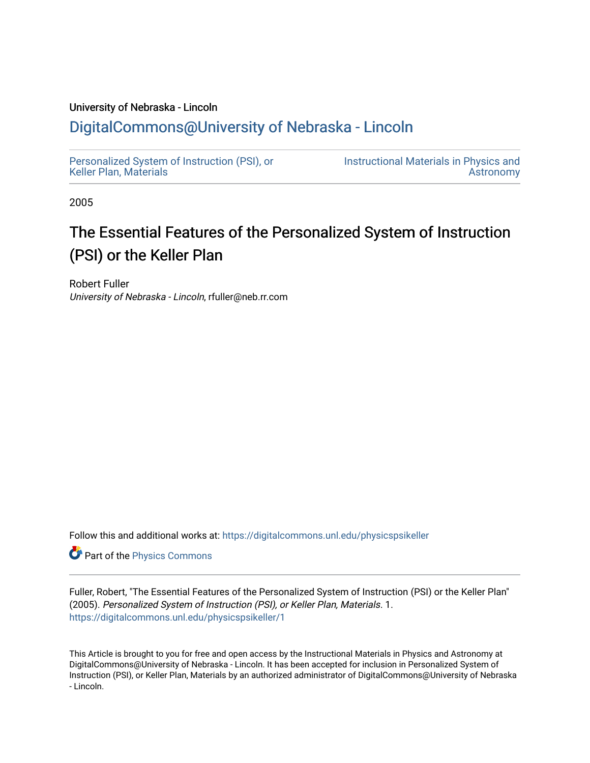University of Nebraska - Lincoln

# DigitalCommons@University of Nebraska - Lincoln

Personalized System of Instruction (PSI), or Keller Plan, Materials

Instructional Materials in Physics and Astronomy

2005

# The Essential Features of the Personalized System of Instruction (PSI) or the Keller Plan

Robert Fuller
*University of Nebraska - Lincoln*, rfuller@neb.rr.com

Follow this and additional works at: https://digitalcommons.unl.edu/physicspsikeller

Part of the Physics Commons

Fuller, Robert, "The Essential Features of the Personalized System of Instruction (PSI) or the Keller Plan" (2005). *Personalized System of Instruction (PSI), or Keller Plan, Materials*. 1.
https://digitalcommons.unl.edu/physicspsikeller/1

This Article is brought to you for free and open access by the Instructional Materials in Physics and Astronomy at DigitalCommons@University of Nebraska - Lincoln. It has been accepted for inclusion in Personalized System of Instruction (PSI), or Keller Plan, Materials by an authorized administrator of DigitalCommons@University of Nebraska - Lincoln.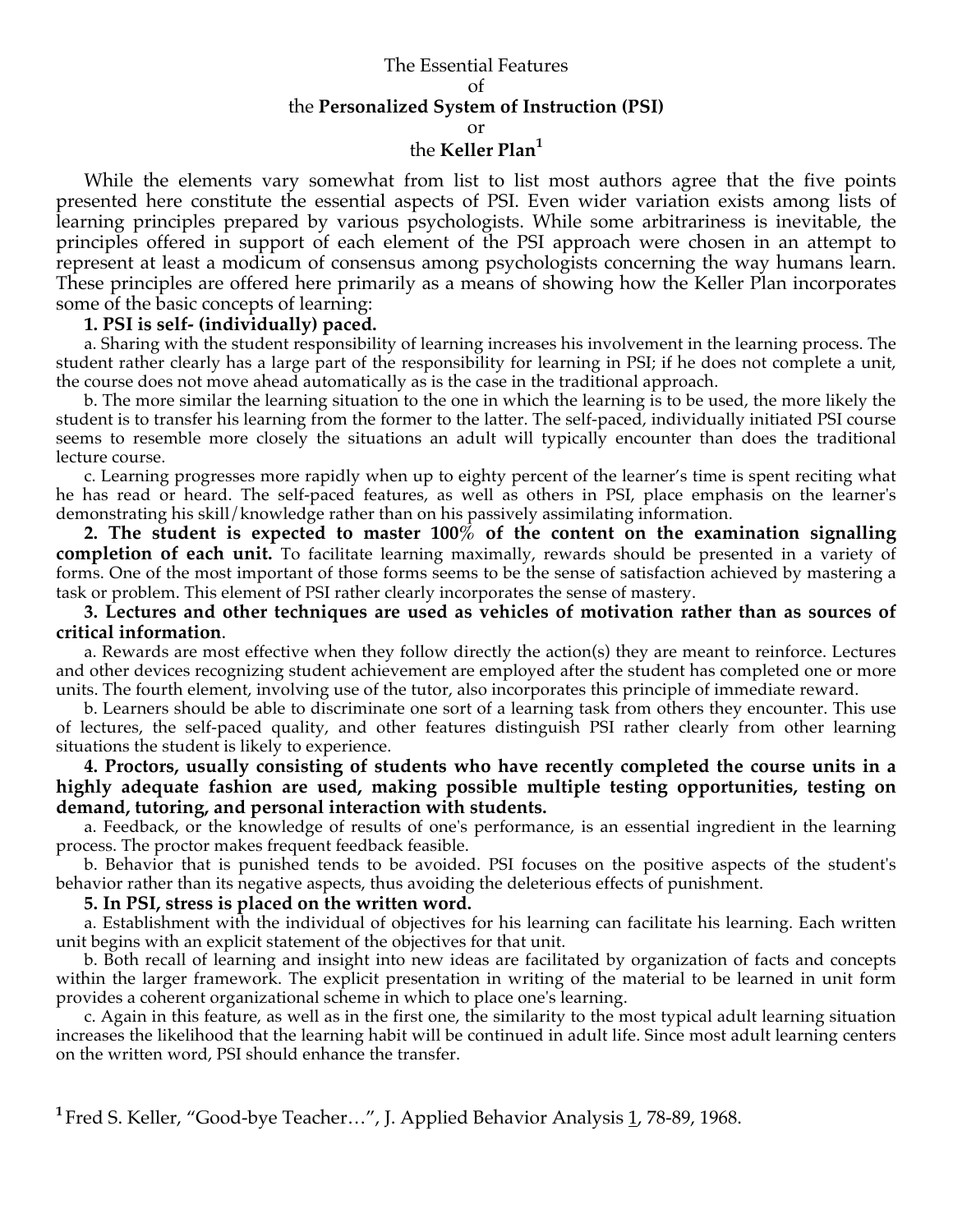# The Essential Features of the **Personalized System of Instruction (PSI)** or the **Keller Plan**[1]

While the elements vary somewhat from list to list most authors agree that the five points presented here constitute the essential aspects of PSI. Even wider variation exists among lists of learning principles prepared by various psychologists. While some arbitrariness is inevitable, the principles offered in support of each element of the PSI approach were chosen in an attempt to represent at least a modicum of consensus among psychologists concerning the way humans learn. These principles are offered here primarily as a means of showing how the Keller Plan incorporates some of the basic concepts of learning:

**1. PSI is self- (individually) paced.**

a. Sharing with the student responsibility of learning increases his involvement in the learning process. The student rather clearly has a large part of the responsibility for learning in PSI; if he does not complete a unit, the course does not move ahead automatically as is the case in the traditional approach.

b. The more similar the learning situation to the one in which the learning is to be used, the more likely the student is to transfer his learning from the former to the latter. The self-paced, individually initiated PSI course seems to resemble more closely the situations an adult will typically encounter than does the traditional lecture course.

c. Learning progresses more rapidly when up to eighty percent of the learner's time is spent reciting what he has read or heard. The self-paced features, as well as others in PSI, place emphasis on the learner's demonstrating his skill/knowledge rather than on his passively assimilating information.

**2. The student is expected to master 100% of the content on the examination signalling completion of each unit.** To facilitate learning maximally, rewards should be presented in a variety of forms. One of the most important of those forms seems to be the sense of satisfaction achieved by mastering a task or problem. This element of PSI rather clearly incorporates the sense of mastery.

**3. Lectures and other techniques are used as vehicles of motivation rather than as sources of critical information**.

a. Rewards are most effective when they follow directly the action(s) they are meant to reinforce. Lectures and other devices recognizing student achievement are employed after the student has completed one or more units. The fourth element, involving use of the tutor, also incorporates this principle of immediate reward.

b. Learners should be able to discriminate one sort of a learning task from others they encounter. This use of lectures, the self-paced quality, and other features distinguish PSI rather clearly from other learning situations the student is likely to experience.

**4. Proctors, usually consisting of students who have recently completed the course units in a highly adequate fashion are used, making possible multiple testing opportunities, testing on demand, tutoring, and personal interaction with students.**

a. Feedback, or the knowledge of results of one's performance, is an essential ingredient in the learning process. The proctor makes frequent feedback feasible.

b. Behavior that is punished tends to be avoided. PSI focuses on the positive aspects of the student's behavior rather than its negative aspects, thus avoiding the deleterious effects of punishment.

**5. In PSI, stress is placed on the written word.**

a. Establishment with the individual of objectives for his learning can facilitate his learning. Each written unit begins with an explicit statement of the objectives for that unit.

b. Both recall of learning and insight into new ideas are facilitated by organization of facts and concepts within the larger framework. The explicit presentation in writing of the material to be learned in unit form provides a coherent organizational scheme in which to place one's learning.

c. Again in this feature, as well as in the first one, the similarity to the most typical adult learning situation increases the likelihood that the learning habit will be continued in adult life. Since most adult learning centers on the written word, PSI should enhance the transfer.

[1] Fred S. Keller, "Good-bye Teacher…", J. Applied Behavior Analysis 1, 78-89, 1968.